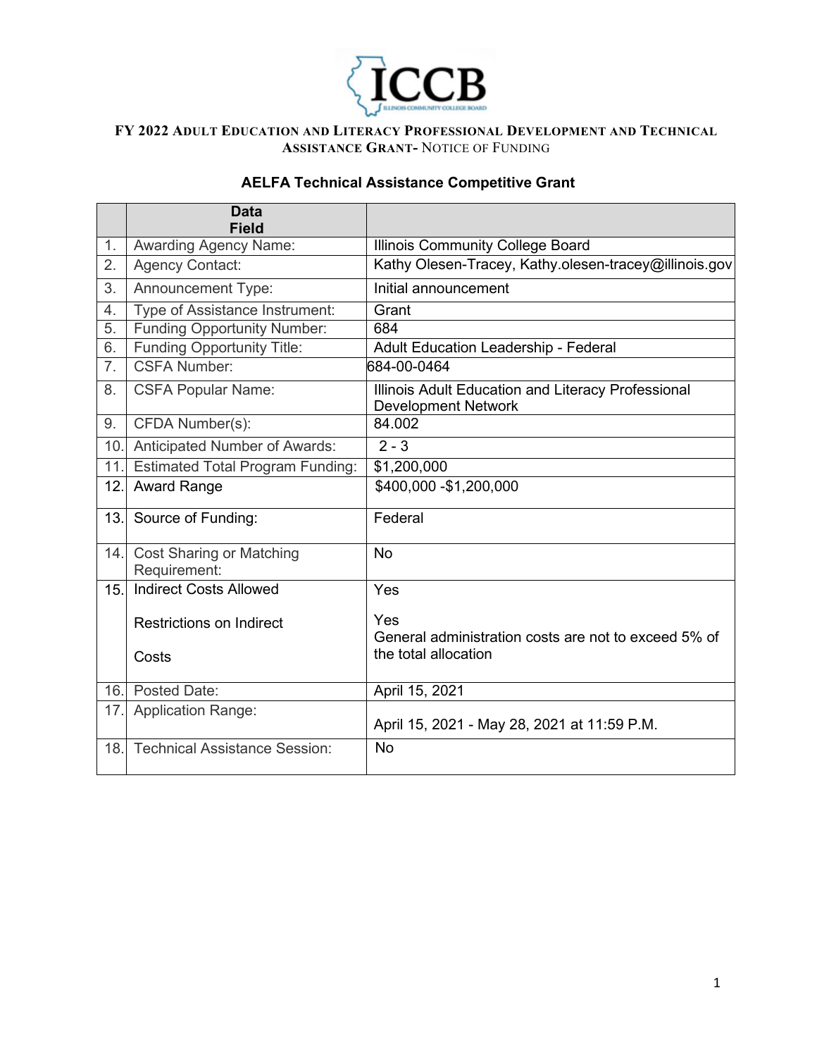# FY 2022 Adult Education and Literacy Professional Development and Technical Assistance Grant- Notice of Funding

## AELFA Technical Assistance Competitive Grant

| | Data Field | |
|---|---|---|
| 1. | Awarding Agency Name: | Illinois Community College Board |
| 2. | Agency Contact: | Kathy Olesen-Tracey, Kathy.olesen-tracey@illinois.gov |
| 3. | Announcement Type: | Initial announcement |
| 4. | Type of Assistance Instrument: | Grant |
| 5. | Funding Opportunity Number: | 684 |
| 6. | Funding Opportunity Title: | Adult Education Leadership - Federal |
| 7. | CSFA Number: | 684-00-0464 |
| 8. | CSFA Popular Name: | Illinois Adult Education and Literacy Professional Development Network |
| 9. | CFDA Number(s): | 84.002 |
| 10. | Anticipated Number of Awards: | 2 - 3 |
| 11. | Estimated Total Program Funding: | $1,200,000 |
| 12. | Award Range | $400,000 -$1,200,000 |
| 13. | Source of Funding: | Federal |
| 14. | Cost Sharing or Matching Requirement: | No |
| 15. | Indirect Costs Allowed<br><br>Restrictions on Indirect Costs | Yes<br><br>Yes<br>General administration costs are not to exceed 5% of the total allocation |
| 16. | Posted Date: | April 15, 2021 |
| 17. | Application Range: | April 15, 2021 - May 28, 2021 at 11:59 P.M. |
| 18. | Technical Assistance Session: | No |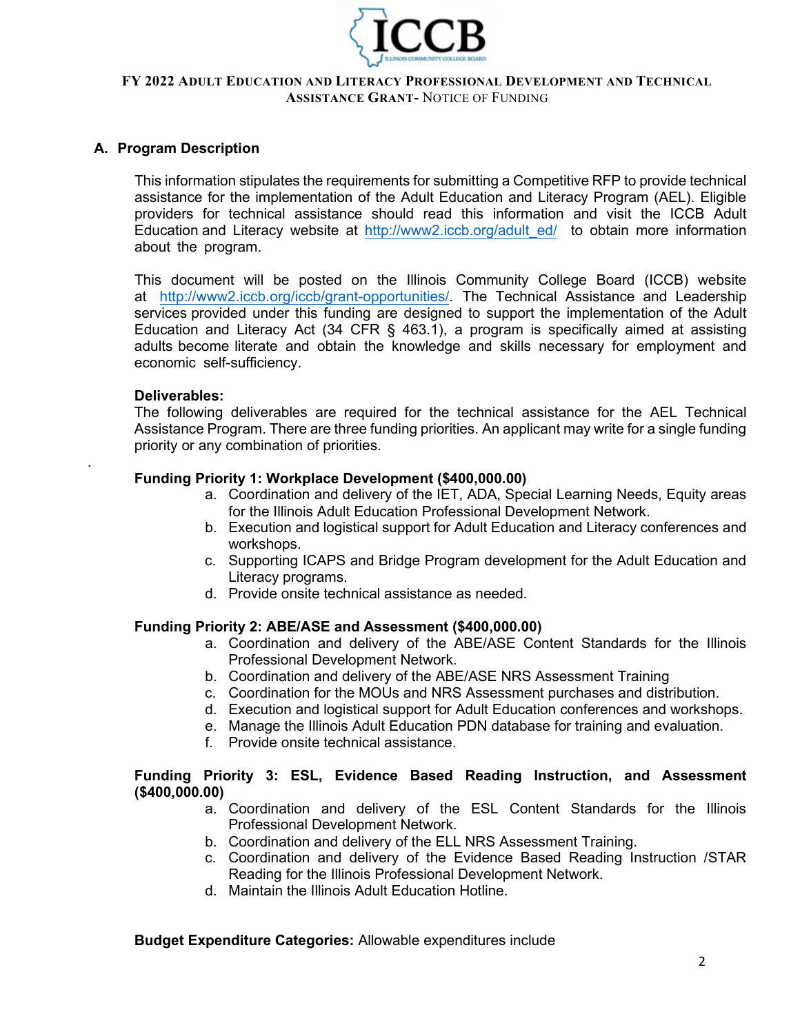FY 2022 ADULT EDUCATION AND LITERACY PROFESSIONAL DEVELOPMENT AND TECHNICAL ASSISTANCE GRANT- NOTICE OF FUNDING

## A. Program Description

This information stipulates the requirements for submitting a Competitive RFP to provide technical assistance for the implementation of the Adult Education and Literacy Program (AEL). Eligible providers for technical assistance should read this information and visit the ICCB Adult Education and Literacy website at http://www2.iccb.org/adult_ed/ to obtain more information about the program.

This document will be posted on the Illinois Community College Board (ICCB) website at http://www2.iccb.org/iccb/grant-opportunities/. The Technical Assistance and Leadership services provided under this funding are designed to support the implementation of the Adult Education and Literacy Act (34 CFR § 463.1), a program is specifically aimed at assisting adults become literate and obtain the knowledge and skills necessary for employment and economic self-sufficiency.

**Deliverables:**
The following deliverables are required for the technical assistance for the AEL Technical Assistance Program. There are three funding priorities. An applicant may write for a single funding priority or any combination of priorities.

**Funding Priority 1: Workplace Development ($400,000.00)**

a. Coordination and delivery of the IET, ADA, Special Learning Needs, Equity areas for the Illinois Adult Education Professional Development Network.
b. Execution and logistical support for Adult Education and Literacy conferences and workshops.
c. Supporting ICAPS and Bridge Program development for the Adult Education and Literacy programs.
d. Provide onsite technical assistance as needed.

**Funding Priority 2: ABE/ASE and Assessment ($400,000.00)**

a. Coordination and delivery of the ABE/ASE Content Standards for the Illinois Professional Development Network.
b. Coordination and delivery of the ABE/ASE NRS Assessment Training
c. Coordination for the MOUs and NRS Assessment purchases and distribution.
d. Execution and logistical support for Adult Education conferences and workshops.
e. Manage the Illinois Adult Education PDN database for training and evaluation.
f. Provide onsite technical assistance.

**Funding Priority 3: ESL, Evidence Based Reading Instruction, and Assessment ($400,000.00)**

a. Coordination and delivery of the ESL Content Standards for the Illinois Professional Development Network.
b. Coordination and delivery of the ELL NRS Assessment Training.
c. Coordination and delivery of the Evidence Based Reading Instruction /STAR Reading for the Illinois Professional Development Network.
d. Maintain the Illinois Adult Education Hotline.

**Budget Expenditure Categories:** Allowable expenditures include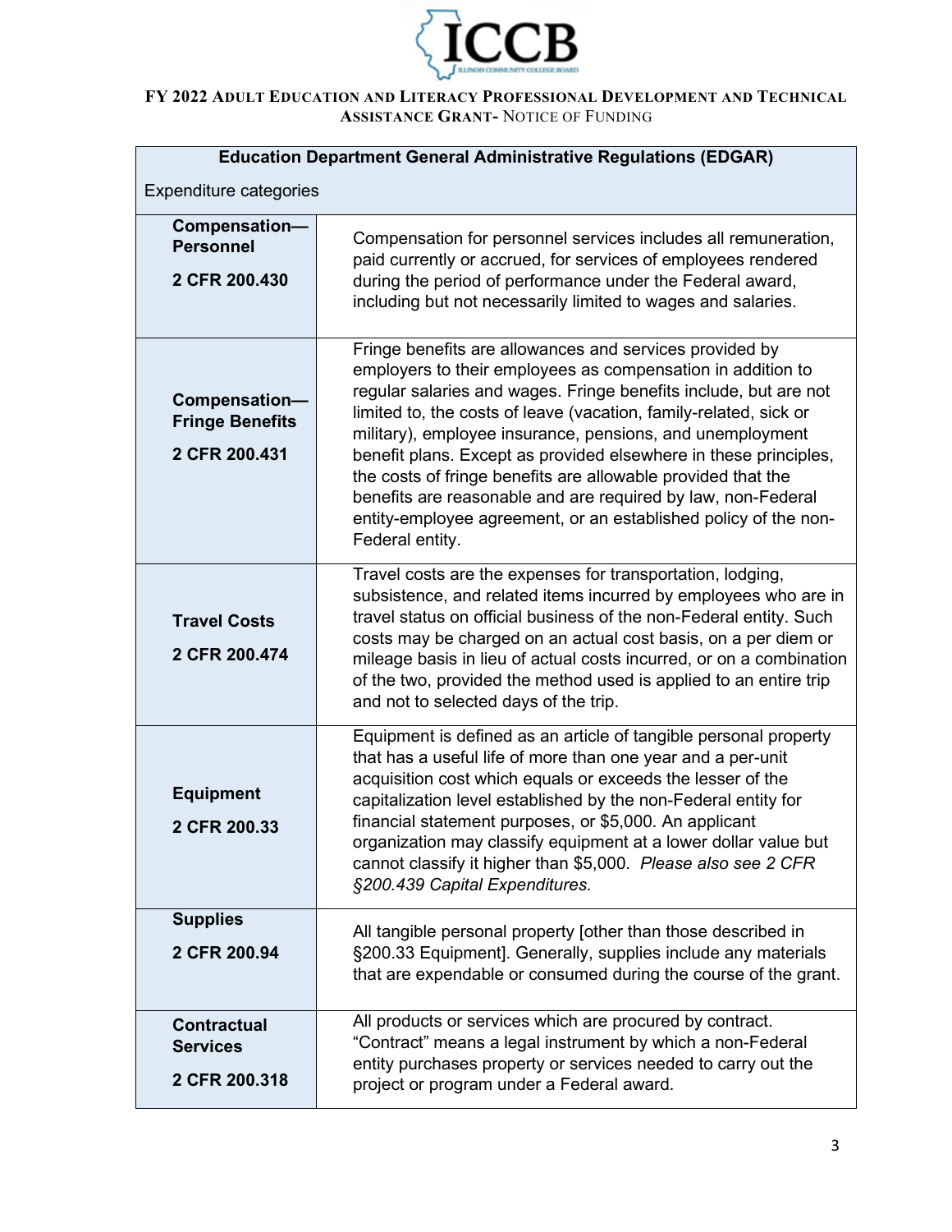FY 2022 ADULT EDUCATION AND LITERACY PROFESSIONAL DEVELOPMENT AND TECHNICAL ASSISTANCE GRANT- NOTICE OF FUNDING

| **Education Department General Administrative Regulations (EDGAR)**<br><br>Expenditure categories | |
|---|---|
| **Compensation—Personnel**<br><br>**2 CFR 200.430** | Compensation for personnel services includes all remuneration, paid currently or accrued, for services of employees rendered during the period of performance under the Federal award, including but not necessarily limited to wages and salaries. |
| **Compensation—Fringe Benefits**<br><br>**2 CFR 200.431** | Fringe benefits are allowances and services provided by employers to their employees as compensation in addition to regular salaries and wages. Fringe benefits include, but are not limited to, the costs of leave (vacation, family-related, sick or military), employee insurance, pensions, and unemployment benefit plans. Except as provided elsewhere in these principles, the costs of fringe benefits are allowable provided that the benefits are reasonable and are required by law, non-Federal entity-employee agreement, or an established policy of the non-Federal entity. |
| **Travel Costs**<br><br>**2 CFR 200.474** | Travel costs are the expenses for transportation, lodging, subsistence, and related items incurred by employees who are in travel status on official business of the non-Federal entity. Such costs may be charged on an actual cost basis, on a per diem or mileage basis in lieu of actual costs incurred, or on a combination of the two, provided the method used is applied to an entire trip and not to selected days of the trip. |
| **Equipment**<br><br>**2 CFR 200.33** | Equipment is defined as an article of tangible personal property that has a useful life of more than one year and a per-unit acquisition cost which equals or exceeds the lesser of the capitalization level established by the non-Federal entity for financial statement purposes, or $5,000. An applicant organization may classify equipment at a lower dollar value but cannot classify it higher than $5,000. *Please also see 2 CFR §200.439 Capital Expenditures.* |
| **Supplies**<br><br>**2 CFR 200.94** | All tangible personal property [other than those described in §200.33 Equipment]. Generally, supplies include any materials that are expendable or consumed during the course of the grant. |
| **Contractual Services**<br><br>**2 CFR 200.318** | All products or services which are procured by contract. "Contract" means a legal instrument by which a non-Federal entity purchases property or services needed to carry out the project or program under a Federal award. |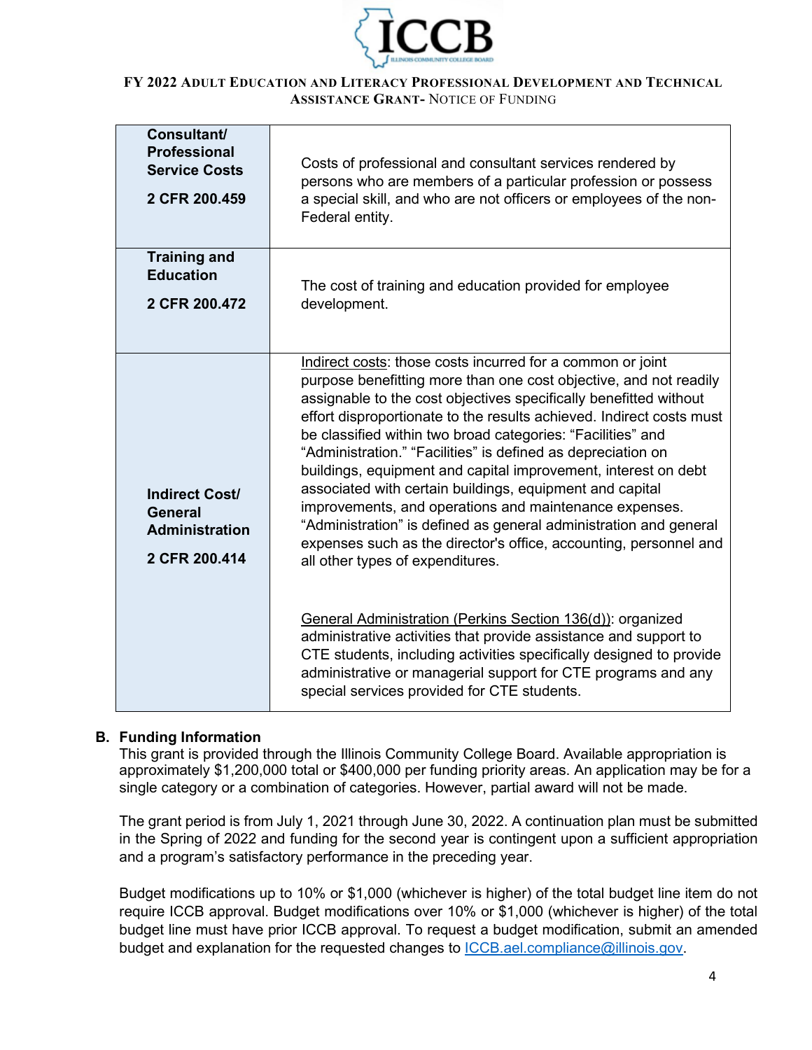| Consultant/ Professional Service Costs<br><br>2 CFR 200.459 | Costs of professional and consultant services rendered by persons who are members of a particular profession or possess a special skill, and who are not officers or employees of the non-Federal entity. |
|---|---|
| Training and Education<br><br>2 CFR 200.472 | The cost of training and education provided for employee development. |
| Indirect Cost/ General Administration<br><br>2 CFR 200.414 | Indirect costs: those costs incurred for a common or joint purpose benefitting more than one cost objective, and not readily assignable to the cost objectives specifically benefitted without effort disproportionate to the results achieved. Indirect costs must be classified within two broad categories: "Facilities" and "Administration." "Facilities" is defined as depreciation on buildings, equipment and capital improvement, interest on debt associated with certain buildings, equipment and capital improvements, and operations and maintenance expenses. "Administration" is defined as general administration and general expenses such as the director's office, accounting, personnel and all other types of expenditures.<br><br>General Administration (Perkins Section 136(d)): organized administrative activities that provide assistance and support to CTE students, including activities specifically designed to provide administrative or managerial support for CTE programs and any special services provided for CTE students. |

## B. Funding Information

This grant is provided through the Illinois Community College Board. Available appropriation is approximately $1,200,000 total or $400,000 per funding priority areas. An application may be for a single category or a combination of categories. However, partial award will not be made.

The grant period is from July 1, 2021 through June 30, 2022. A continuation plan must be submitted in the Spring of 2022 and funding for the second year is contingent upon a sufficient appropriation and a program's satisfactory performance in the preceding year.

Budget modifications up to 10% or $1,000 (whichever is higher) of the total budget line item do not require ICCB approval. Budget modifications over 10% or $1,000 (whichever is higher) of the total budget line must have prior ICCB approval. To request a budget modification, submit an amended budget and explanation for the requested changes to ICCB.ael.compliance@illinois.gov.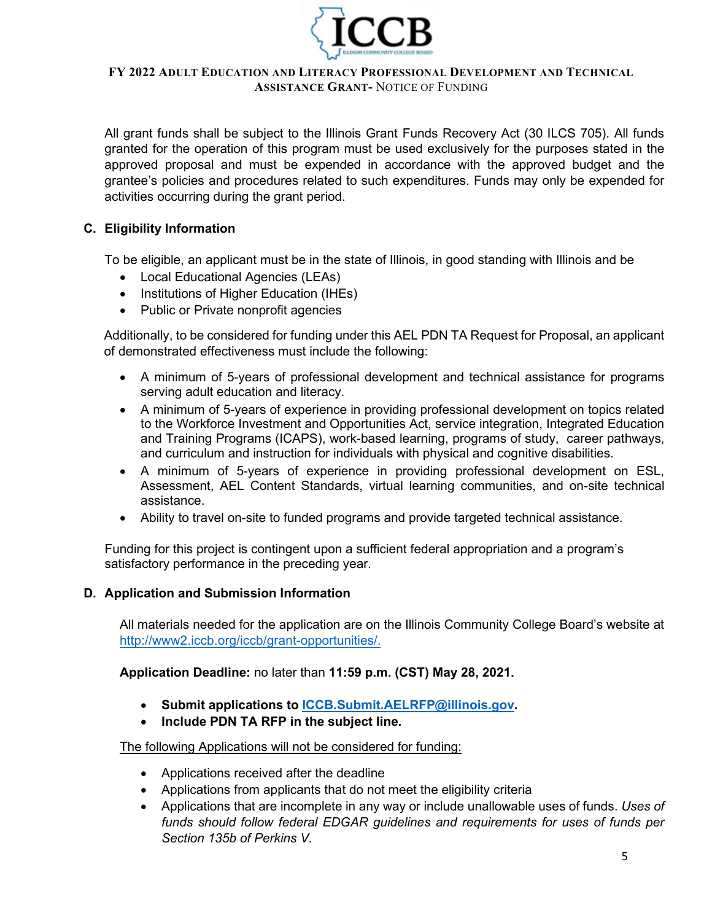All grant funds shall be subject to the Illinois Grant Funds Recovery Act (30 ILCS 705). All funds granted for the operation of this program must be used exclusively for the purposes stated in the approved proposal and must be expended in accordance with the approved budget and the grantee's policies and procedures related to such expenditures. Funds may only be expended for activities occurring during the grant period.

## C. Eligibility Information

To be eligible, an applicant must be in the state of Illinois, in good standing with Illinois and be

- Local Educational Agencies (LEAs)
- Institutions of Higher Education (IHEs)
- Public or Private nonprofit agencies

Additionally, to be considered for funding under this AEL PDN TA Request for Proposal, an applicant of demonstrated effectiveness must include the following:

- A minimum of 5-years of professional development and technical assistance for programs serving adult education and literacy.
- A minimum of 5-years of experience in providing professional development on topics related to the Workforce Investment and Opportunities Act, service integration, Integrated Education and Training Programs (ICAPS), work-based learning, programs of study, career pathways, and curriculum and instruction for individuals with physical and cognitive disabilities.
- A minimum of 5-years of experience in providing professional development on ESL, Assessment, AEL Content Standards, virtual learning communities, and on-site technical assistance.
- Ability to travel on-site to funded programs and provide targeted technical assistance.

Funding for this project is contingent upon a sufficient federal appropriation and a program's satisfactory performance in the preceding year.

## D. Application and Submission Information

All materials needed for the application are on the Illinois Community College Board's website at [http://www2.iccb.org/iccb/grant-opportunities/.](http://www2.iccb.org/iccb/grant-opportunities/)

**Application Deadline:** no later than **11:59 p.m. (CST) May 28, 2021.**

- **Submit applications to [ICCB.Submit.AELRFP@illinois.gov](mailto:ICCB.Submit.AELRFP@illinois.gov).**
- **Include PDN TA RFP in the subject line.**

<u>The following Applications will not be considered for funding:</u>

- Applications received after the deadline
- Applications from applicants that do not meet the eligibility criteria
- Applications that are incomplete in any way or include unallowable uses of funds. *Uses of funds should follow federal EDGAR guidelines and requirements for uses of funds per Section 135b of Perkins V.*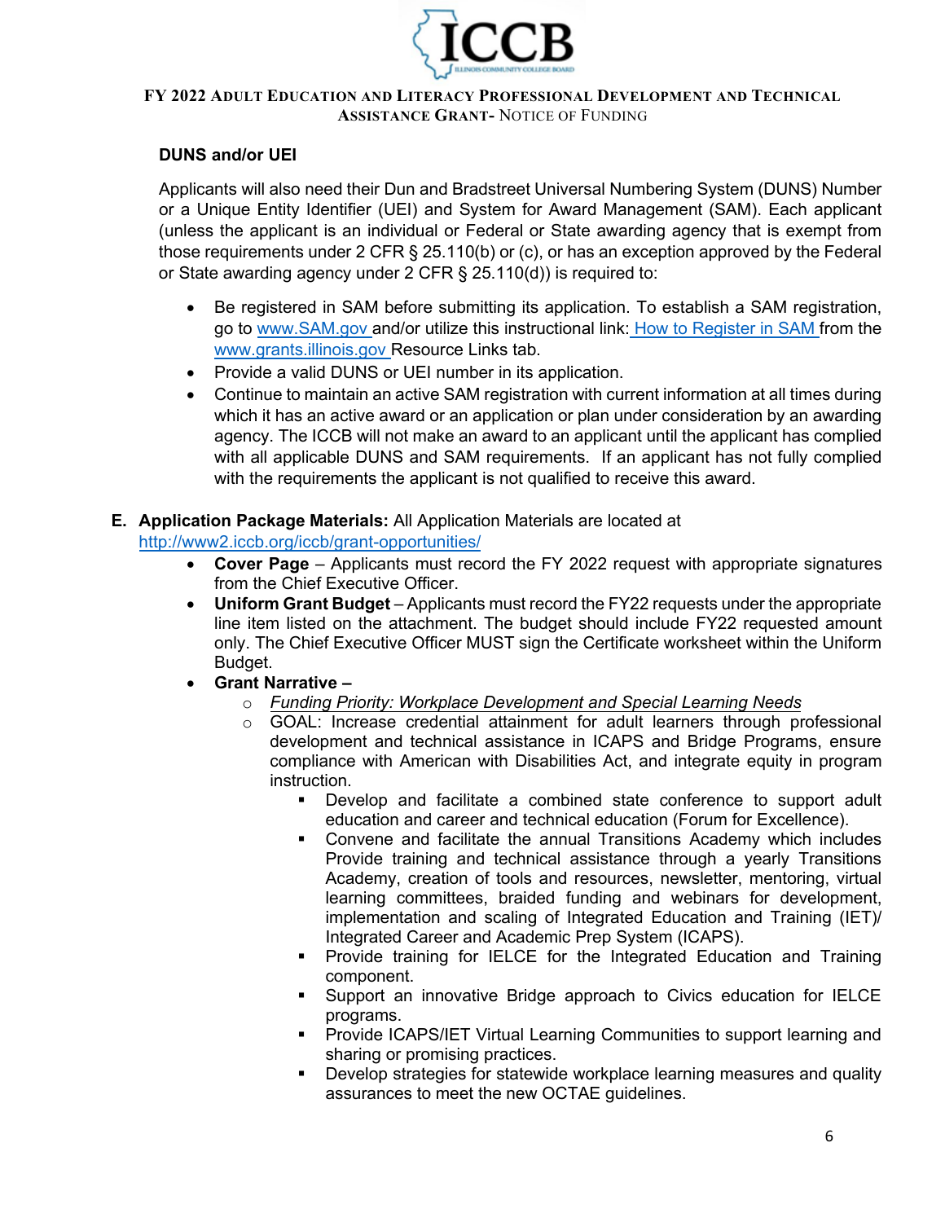**DUNS and/or UEI**

Applicants will also need their Dun and Bradstreet Universal Numbering System (DUNS) Number or a Unique Entity Identifier (UEI) and System for Award Management (SAM). Each applicant (unless the applicant is an individual or Federal or State awarding agency that is exempt from those requirements under 2 CFR § 25.110(b) or (c), or has an exception approved by the Federal or State awarding agency under 2 CFR § 25.110(d)) is required to:

- Be registered in SAM before submitting its application. To establish a SAM registration, go to www.SAM.gov and/or utilize this instructional link: How to Register in SAM from the www.grants.illinois.gov Resource Links tab.
- Provide a valid DUNS or UEI number in its application.
- Continue to maintain an active SAM registration with current information at all times during which it has an active award or an application or plan under consideration by an awarding agency. The ICCB will not make an award to an applicant until the applicant has complied with all applicable DUNS and SAM requirements. If an applicant has not fully complied with the requirements the applicant is not qualified to receive this award.

**E. Application Package Materials:** All Application Materials are located at http://www2.iccb.org/iccb/grant-opportunities/

- **Cover Page** – Applicants must record the FY 2022 request with appropriate signatures from the Chief Executive Officer.
- **Uniform Grant Budget** – Applicants must record the FY22 requests under the appropriate line item listed on the attachment. The budget should include FY22 requested amount only. The Chief Executive Officer MUST sign the Certificate worksheet within the Uniform Budget.
- **Grant Narrative –**
  - *Funding Priority: Workplace Development and Special Learning Needs*
  - GOAL: Increase credential attainment for adult learners through professional development and technical assistance in ICAPS and Bridge Programs, ensure compliance with American with Disabilities Act, and integrate equity in program instruction.
    - Develop and facilitate a combined state conference to support adult education and career and technical education (Forum for Excellence).
    - Convene and facilitate the annual Transitions Academy which includes Provide training and technical assistance through a yearly Transitions Academy, creation of tools and resources, newsletter, mentoring, virtual learning committees, braided funding and webinars for development, implementation and scaling of Integrated Education and Training (IET)/ Integrated Career and Academic Prep System (ICAPS).
    - Provide training for IELCE for the Integrated Education and Training component.
    - Support an innovative Bridge approach to Civics education for IELCE programs.
    - Provide ICAPS/IET Virtual Learning Communities to support learning and sharing or promising practices.
    - Develop strategies for statewide workplace learning measures and quality assurances to meet the new OCTAE guidelines.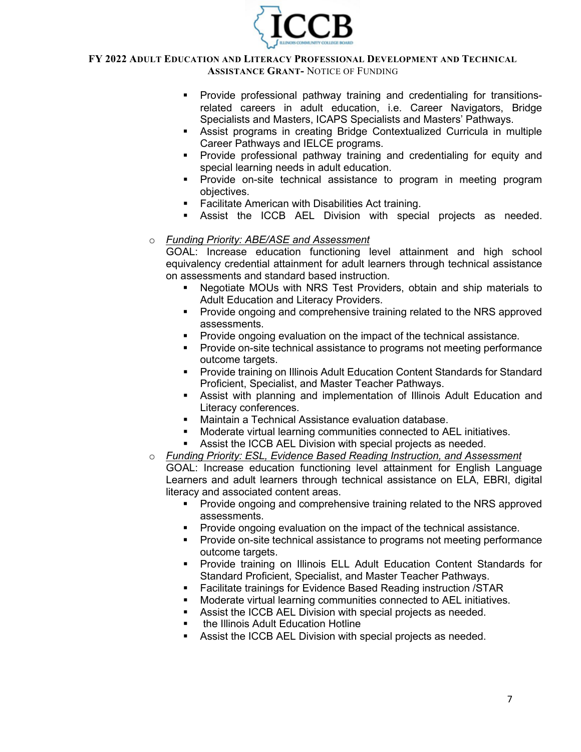- Provide professional pathway training and credentialing for transitions-related careers in adult education, i.e. Career Navigators, Bridge Specialists and Masters, ICAPS Specialists and Masters' Pathways.
- Assist programs in creating Bridge Contextualized Curricula in multiple Career Pathways and IELCE programs.
- Provide professional pathway training and credentialing for equity and special learning needs in adult education.
- Provide on-site technical assistance to program in meeting program objectives.
- Facilitate American with Disabilities Act training.
- Assist the ICCB AEL Division with special projects as needed.

- *Funding Priority: ABE/ASE and Assessment*

  GOAL: Increase education functioning level attainment and high school equivalency credential attainment for adult learners through technical assistance on assessments and standard based instruction.
  - Negotiate MOUs with NRS Test Providers, obtain and ship materials to Adult Education and Literacy Providers.
  - Provide ongoing and comprehensive training related to the NRS approved assessments.
  - Provide ongoing evaluation on the impact of the technical assistance.
  - Provide on-site technical assistance to programs not meeting performance outcome targets.
  - Provide training on Illinois Adult Education Content Standards for Standard Proficient, Specialist, and Master Teacher Pathways.
  - Assist with planning and implementation of Illinois Adult Education and Literacy conferences.
  - Maintain a Technical Assistance evaluation database.
  - Moderate virtual learning communities connected to AEL initiatives.
  - Assist the ICCB AEL Division with special projects as needed.

- *Funding Priority: ESL, Evidence Based Reading Instruction, and Assessment*

  GOAL: Increase education functioning level attainment for English Language Learners and adult learners through technical assistance on ELA, EBRI, digital literacy and associated content areas.
  - Provide ongoing and comprehensive training related to the NRS approved assessments.
  - Provide ongoing evaluation on the impact of the technical assistance.
  - Provide on-site technical assistance to programs not meeting performance outcome targets.
  - Provide training on Illinois ELL Adult Education Content Standards for Standard Proficient, Specialist, and Master Teacher Pathways.
  - Facilitate trainings for Evidence Based Reading instruction /STAR
  - Moderate virtual learning communities connected to AEL initiatives.
  - Assist the ICCB AEL Division with special projects as needed.
  - the Illinois Adult Education Hotline
  - Assist the ICCB AEL Division with special projects as needed.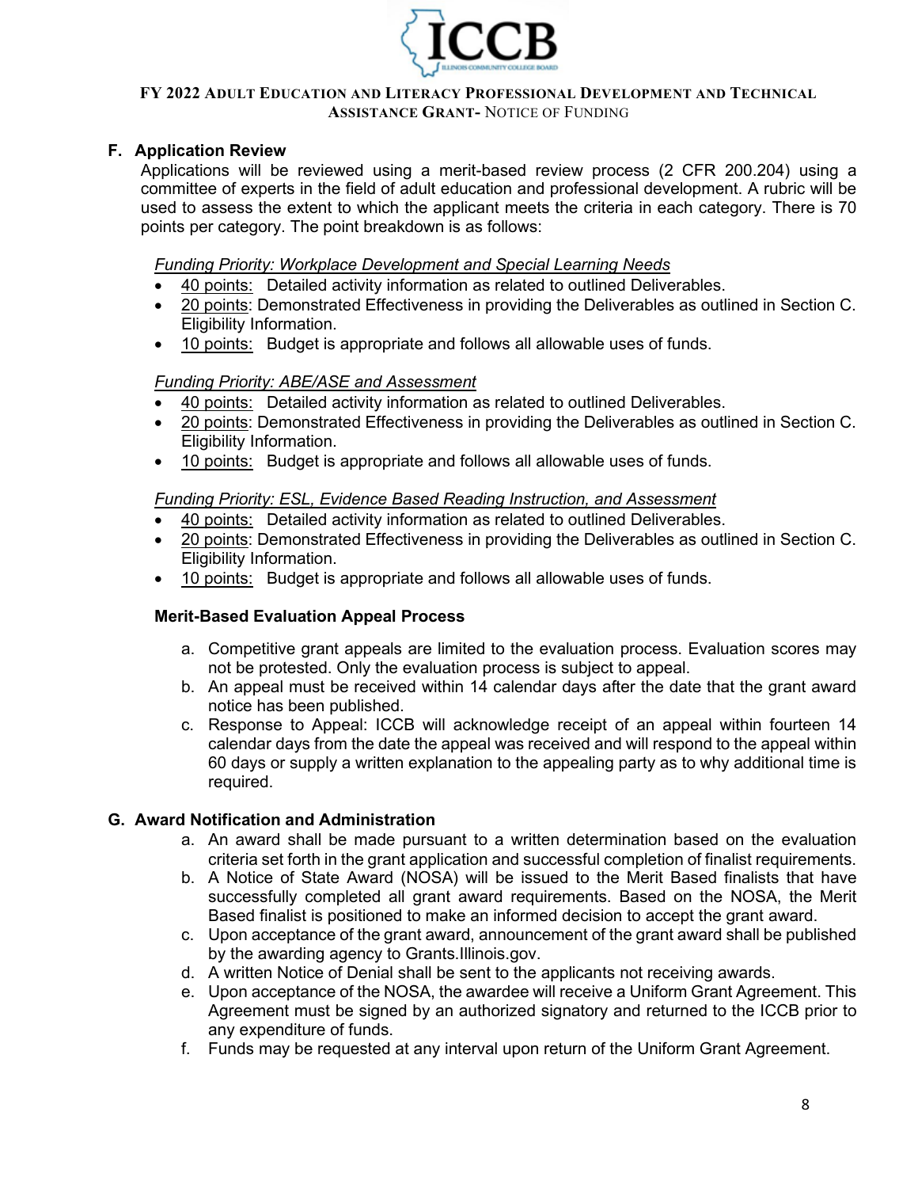## F. Application Review

Applications will be reviewed using a merit-based review process (2 CFR 200.204) using a committee of experts in the field of adult education and professional development. A rubric will be used to assess the extent to which the applicant meets the criteria in each category. There is 70 points per category. The point breakdown is as follows:

*Funding Priority: Workplace Development and Special Learning Needs*

- 40 points: Detailed activity information as related to outlined Deliverables.
- 20 points: Demonstrated Effectiveness in providing the Deliverables as outlined in Section C. Eligibility Information.
- 10 points: Budget is appropriate and follows all allowable uses of funds.

*Funding Priority: ABE/ASE and Assessment*

- 40 points: Detailed activity information as related to outlined Deliverables.
- 20 points: Demonstrated Effectiveness in providing the Deliverables as outlined in Section C. Eligibility Information.
- 10 points: Budget is appropriate and follows all allowable uses of funds.

*Funding Priority: ESL, Evidence Based Reading Instruction, and Assessment*

- 40 points: Detailed activity information as related to outlined Deliverables.
- 20 points: Demonstrated Effectiveness in providing the Deliverables as outlined in Section C. Eligibility Information.
- 10 points: Budget is appropriate and follows all allowable uses of funds.

### Merit-Based Evaluation Appeal Process

a. Competitive grant appeals are limited to the evaluation process. Evaluation scores may not be protested. Only the evaluation process is subject to appeal.
b. An appeal must be received within 14 calendar days after the date that the grant award notice has been published.
c. Response to Appeal: ICCB will acknowledge receipt of an appeal within fourteen 14 calendar days from the date the appeal was received and will respond to the appeal within 60 days or supply a written explanation to the appealing party as to why additional time is required.

## G. Award Notification and Administration

a. An award shall be made pursuant to a written determination based on the evaluation criteria set forth in the grant application and successful completion of finalist requirements.
b. A Notice of State Award (NOSA) will be issued to the Merit Based finalists that have successfully completed all grant award requirements. Based on the NOSA, the Merit Based finalist is positioned to make an informed decision to accept the grant award.
c. Upon acceptance of the grant award, announcement of the grant award shall be published by the awarding agency to Grants.Illinois.gov.
d. A written Notice of Denial shall be sent to the applicants not receiving awards.
e. Upon acceptance of the NOSA, the awardee will receive a Uniform Grant Agreement. This Agreement must be signed by an authorized signatory and returned to the ICCB prior to any expenditure of funds.
f. Funds may be requested at any interval upon return of the Uniform Grant Agreement.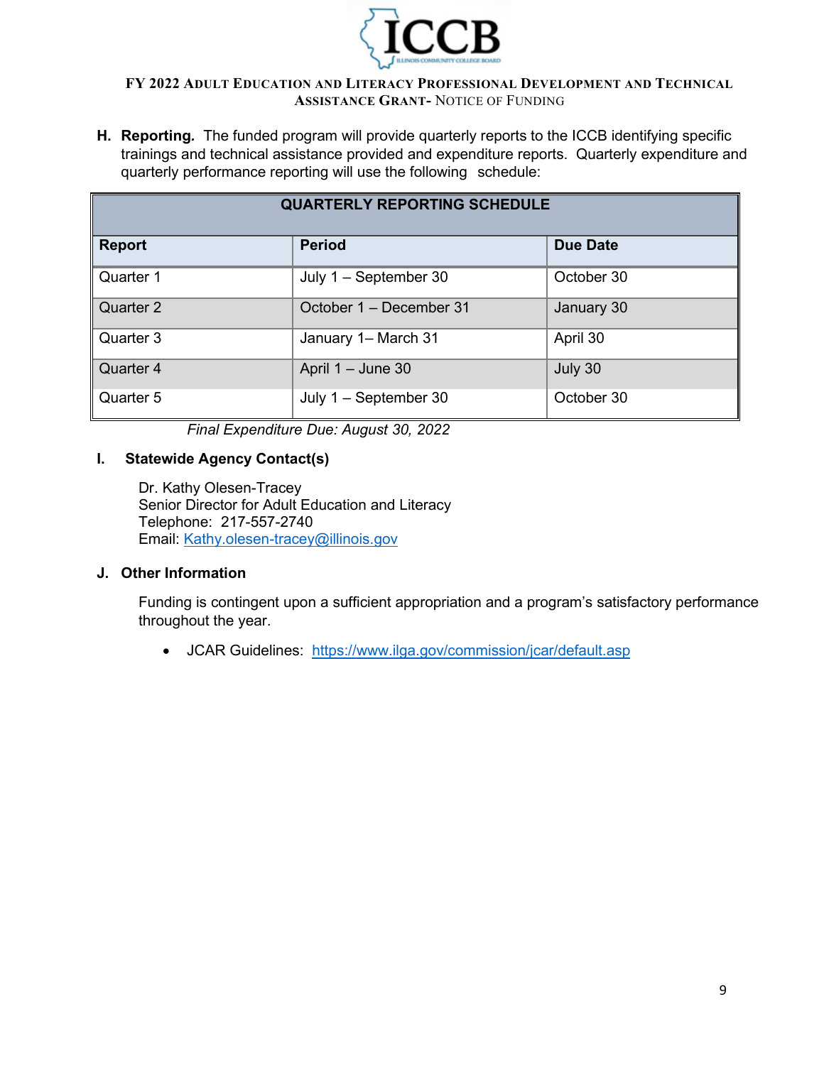**H. Reporting.** The funded program will provide quarterly reports to the ICCB identifying specific trainings and technical assistance provided and expenditure reports. Quarterly expenditure and quarterly performance reporting will use the following schedule:

| QUARTERLY REPORTING SCHEDULE | | |
|---|---|---|
| **Report** | **Period** | **Due Date** |
| Quarter 1 | July 1 – September 30 | October 30 |
| Quarter 2 | October 1 – December 31 | January 30 |
| Quarter 3 | January 1– March 31 | April 30 |
| Quarter 4 | April 1 – June 30 | July 30 |
| Quarter 5 | July 1 – September 30 | October 30 |

*Final Expenditure Due: August 30, 2022*

**I. Statewide Agency Contact(s)**

Dr. Kathy Olesen-Tracey
Senior Director for Adult Education and Literacy
Telephone: 217-557-2740
Email: Kathy.olesen-tracey@illinois.gov

**J. Other Information**

Funding is contingent upon a sufficient appropriation and a program's satisfactory performance throughout the year.

- JCAR Guidelines: https://www.ilga.gov/commission/jcar/default.asp